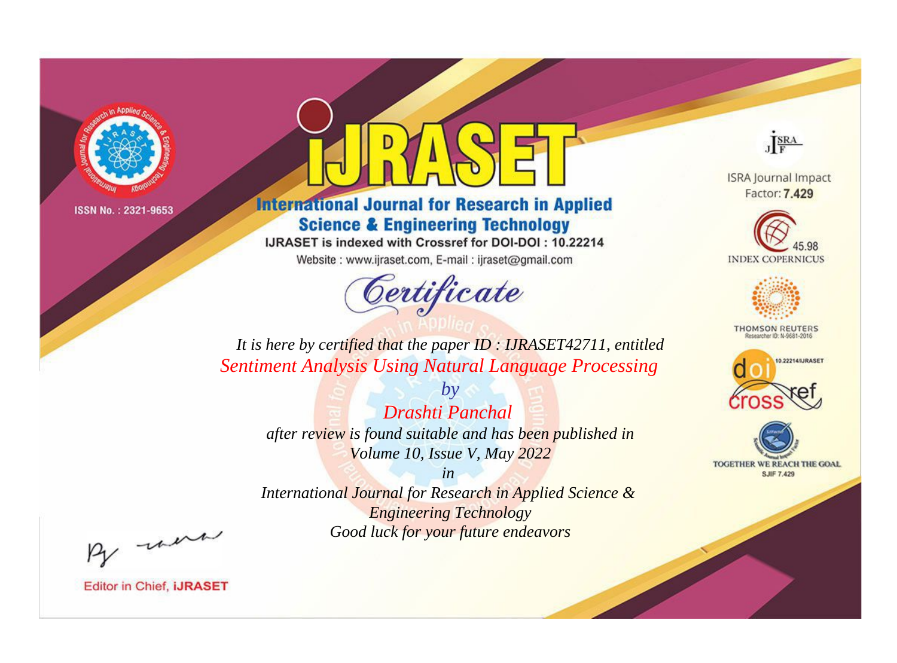ISSN No. : 2321-9653

# IJRASET

## International Journal for Research in Applied Science & Engineering Technology

IJRASET is indexed with Crossref for DOI-DOI : 10.22214

Website : www.ijraset.com, E-mail : ijraset@gmail.com

## *Certificate*

*It is here by certified that the paper ID : IJRASET42711, entitled*

*Sentiment Analysis Using Natural Language Processing*

*by*

*Drashti Panchal*

*after review is found suitable and has been published in*

*Volume 10, Issue V, May 2022*

*in*

*International Journal for Research in Applied Science & Engineering Technology*

*Good luck for your future endeavors*

ISRA Journal Impact Factor: **7.429**

45.98 INDEX COPERNICUS

THOMSON REUTERS Researcher ID: N-9681-2016

10.22214/IJRASET

TOGETHER WE REACH THE GOAL SJIF 7.429

Editor in Chief, **iJRASET**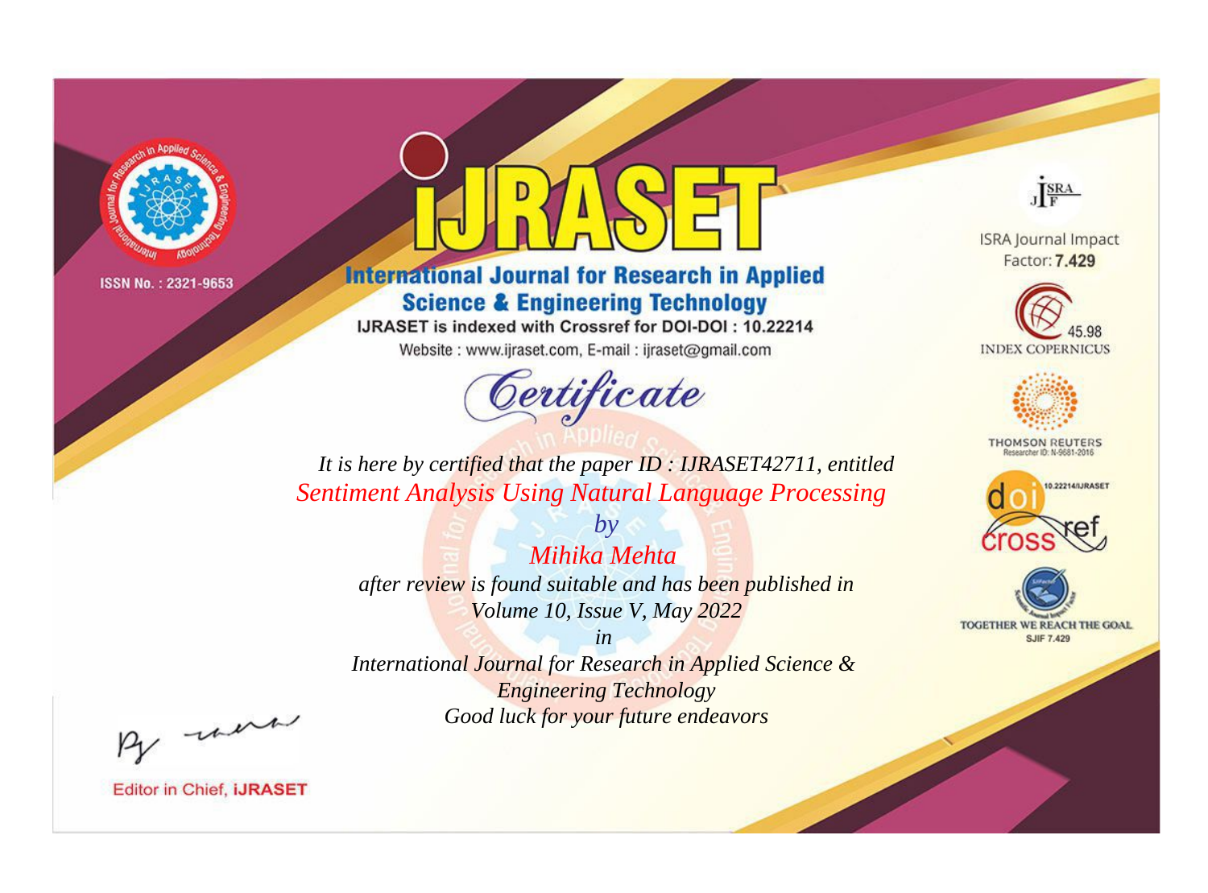ISSN No. : 2321-9653

# iJRASET

## International Journal for Research in Applied Science & Engineering Technology

IJRASET is indexed with Crossref for DOI-DOI : 10.22214

Website : www.ijraset.com, E-mail : ijraset@gmail.com

# Certificate

*It is here by certified that the paper ID : IJRASET42711, entitled*

*Sentiment Analysis Using Natural Language Processing*

*by*

*Mihika Mehta*

*after review is found suitable and has been published in*

*Volume 10, Issue V, May 2022*

*in*

*International Journal for Research in Applied Science & Engineering Technology*

*Good luck for your future endeavors*

ISRA Journal Impact Factor: **7.429**

45.98 INDEX COPERNICUS

THOMSON REUTERS Researcher ID: N-9681-2016

10.22214/IJRASET

TOGETHER WE REACH THE GOAL SJIF 7.429

Editor in Chief, **iJRASET**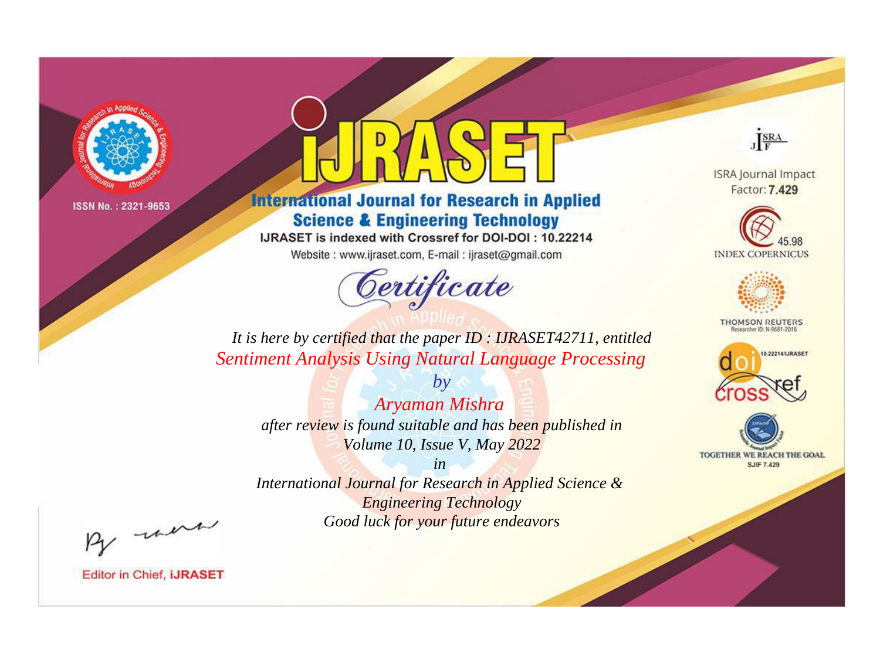ISSN No. : 2321-9653

# iJRASET

## International Journal for Research in Applied Science & Engineering Technology

IJRASET is indexed with Crossref for DOI-DOI : 10.22214

Website : www.ijraset.com, E-mail : ijraset@gmail.com

ISRA Journal Impact Factor: **7.429**

45.98 INDEX COPERNICUS

THOMSON REUTERS Researcher ID: N-9681-2016

10.22214/IJRASET

TOGETHER WE REACH THE GOAL SJIF 7.429

# Certificate

*It is here by certified that the paper ID : IJRASET42711, entitled*

*Sentiment Analysis Using Natural Language Processing*

*by*

*Aryaman Mishra*

*after review is found suitable and has been published in*

*Volume 10, Issue V, May 2022*

*in*

*International Journal for Research in Applied Science & Engineering Technology*

*Good luck for your future endeavors*

Editor in Chief, **iJRASET**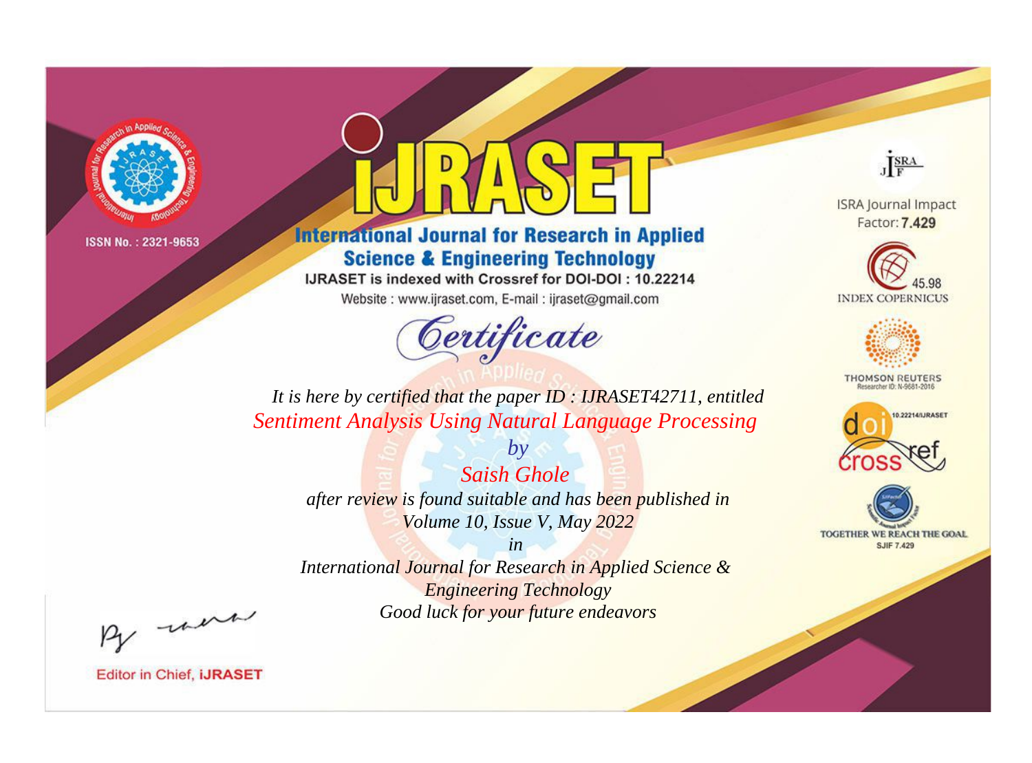ISSN No. : 2321-9653

# IJRASET

## International Journal for Research in Applied Science & Engineering Technology

IJRASET is indexed with Crossref for DOI-DOI : 10.22214

Website : www.ijraset.com, E-mail : ijraset@gmail.com

*Certificate*

*It is here by certified that the paper ID : IJRASET42711, entitled*

*Sentiment Analysis Using Natural Language Processing*

*by*

*Saish Ghole*

*after review is found suitable and has been published in*

*Volume 10, Issue V, May 2022*

*in*

*International Journal for Research in Applied Science & Engineering Technology*

*Good luck for your future endeavors*

ISRA Journal Impact Factor: **7.429**

45.98 INDEX COPERNICUS

THOMSON REUTERS Researcher ID: N-9681-2016

10.22214/IJRASET

TOGETHER WE REACH THE GOAL SJIF 7.429

Editor in Chief, **iJRASET**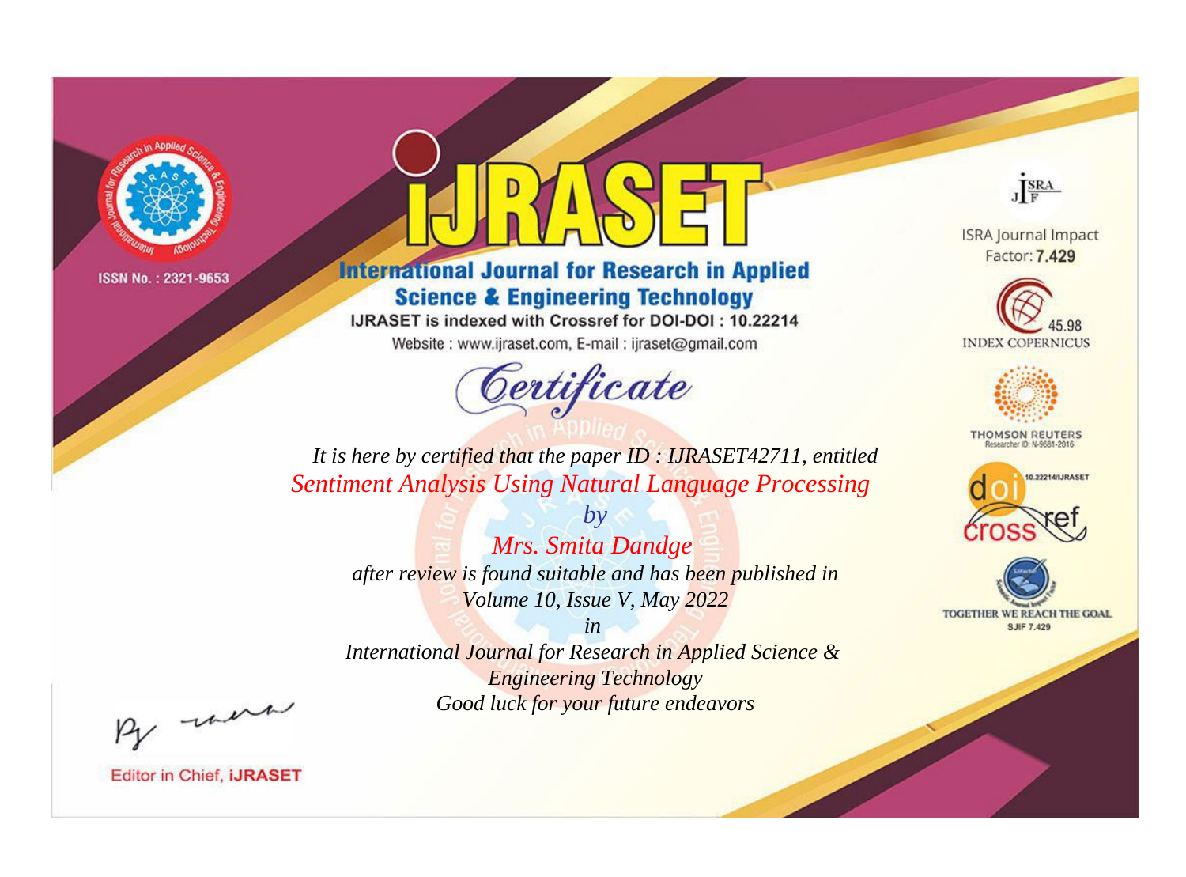ISSN No. : 2321-9653

# IJRASET

## International Journal for Research in Applied Science & Engineering Technology

IJRASET is indexed with Crossref for DOI-DOI : 10.22214

Website : www.ijraset.com, E-mail : ijraset@gmail.com

*Certificate*

*It is here by certified that the paper ID : IJRASET42711, entitled*

*Sentiment Analysis Using Natural Language Processing*

*by*

*Mrs. Smita Dandge*

*after review is found suitable and has been published in*

*Volume 10, Issue V, May 2022*

*in*

*International Journal for Research in Applied Science & Engineering Technology*

*Good luck for your future endeavors*

ISRA Journal Impact Factor: **7.429**

45.98 INDEX COPERNICUS

THOMSON REUTERS Researcher ID: N-9681-2016

10.22214/IJRASET

TOGETHER WE REACH THE GOAL SJIF 7.429

Editor in Chief, **iJRASET**